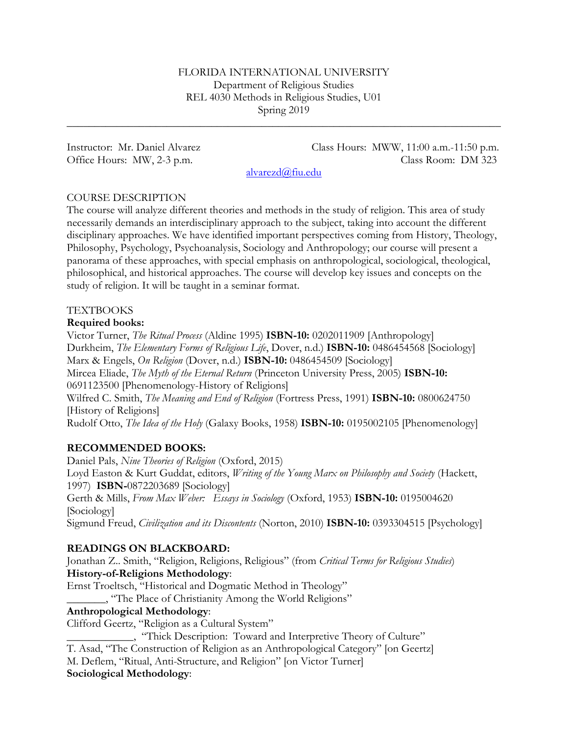FLORIDA INTERNATIONAL UNIVERSITY
Department of Religious Studies
REL 4030 Methods in Religious Studies, U01
Spring 2019

---

Instructor: Mr. Daniel Alvarez
Office Hours: MW, 2-3 p.m.

Class Hours: MWW, 11:00 a.m.-11:50 p.m.
Class Room: DM 323

alvarezd@fiu.edu

COURSE DESCRIPTION

The course will analyze different theories and methods in the study of religion. This area of study necessarily demands an interdisciplinary approach to the subject, taking into account the different disciplinary approaches. We have identified important perspectives coming from History, Theology, Philosophy, Psychology, Psychoanalysis, Sociology and Anthropology; our course will present a panorama of these approaches, with special emphasis on anthropological, sociological, theological, philosophical, and historical approaches. The course will develop key issues and concepts on the study of religion. It will be taught in a seminar format.

TEXTBOOKS

**Required books:**

Victor Turner, *The Ritual Process* (Aldine 1995) **ISBN-10:** 0202011909 [Anthropology]
Durkheim, *The Elementary Forms of Religious Life*, Dover, n.d.) **ISBN-10:** 0486454568 [Sociology]
Marx & Engels, *On Religion* (Dover, n.d.) **ISBN-10:** 0486454509 [Sociology]
Mircea Eliade, *The Myth of the Eternal Return* (Princeton University Press, 2005) **ISBN-10:** 0691123500 [Phenomenology-History of Religions]
Wilfred C. Smith, *The Meaning and End of Religion* (Fortress Press, 1991) **ISBN-10:** 0800624750 [History of Religions]
Rudolf Otto, *The Idea of the Holy* (Galaxy Books, 1958) **ISBN-10:** 0195002105 [Phenomenology]

**RECOMMENDED BOOKS:**

Daniel Pals, *Nine Theories of Religion* (Oxford, 2015)
Loyd Easton & Kurt Guddat, editors, *Writing of the Young Marx on Philosophy and Society* (Hackett, 1997) **ISBN-**0872203689 [Sociology]
Gerth & Mills, *From Max Weber: Essays in Sociology* (Oxford, 1953) **ISBN-10:** 0195004620 [Sociology]
Sigmund Freud, *Civilization and its Discontents* (Norton, 2010) **ISBN-10:** 0393304515 [Psychology]

**READINGS ON BLACKBOARD:**

Jonathan Z.. Smith, "Religion, Religions, Religious" (from *Critical Terms for Religious Studies*)

**History-of-Religions Methodology**:

Ernst Troeltsch, "Historical and Dogmatic Method in Theology"
_______, "The Place of Christianity Among the World Religions"

**Anthropological Methodology**:

Clifford Geertz, "Religion as a Cultural System"
___________, "Thick Description: Toward and Interpretive Theory of Culture"
T. Asad, "The Construction of Religion as an Anthropological Category" [on Geertz]
M. Deflem, "Ritual, Anti-Structure, and Religion" [on Victor Turner]

**Sociological Methodology**: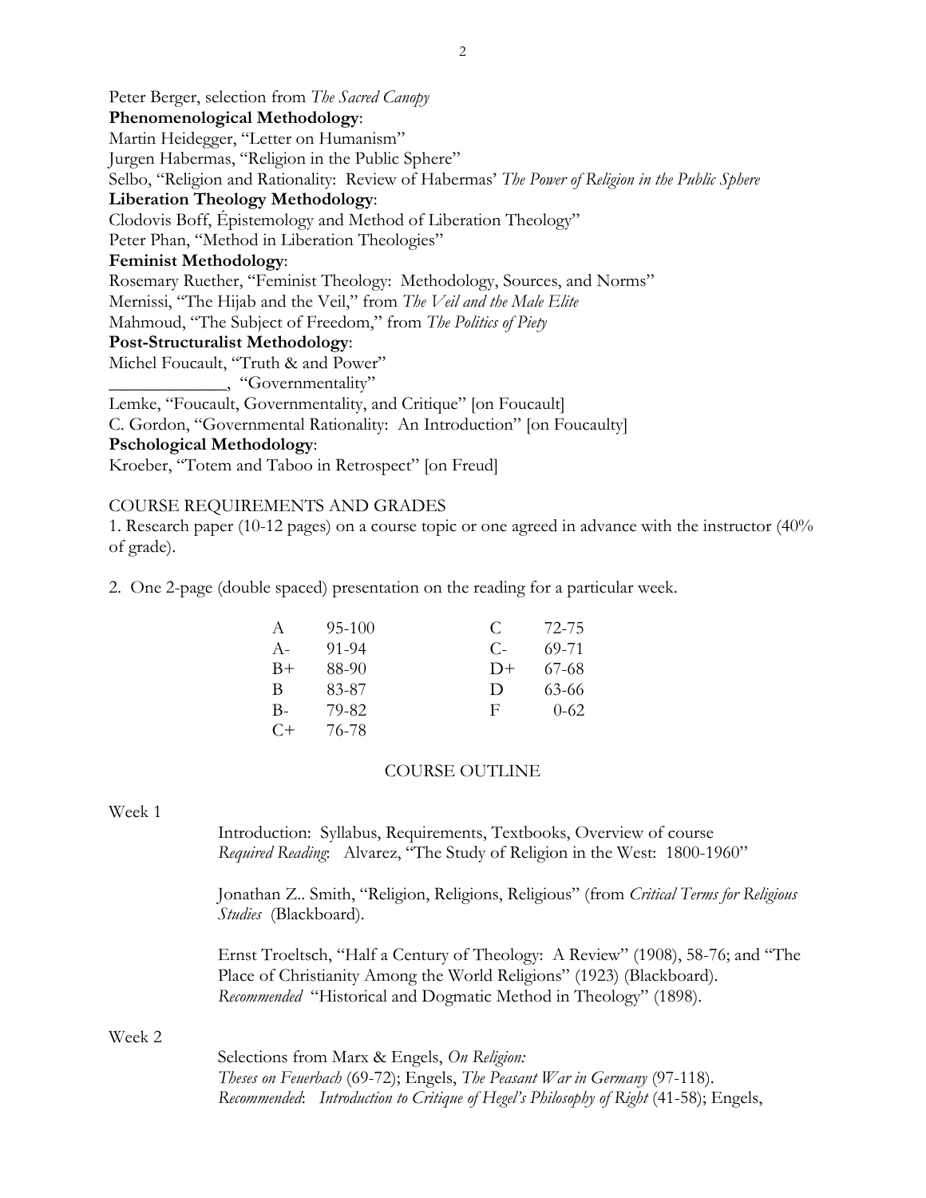Peter Berger, selection from *The Sacred Canopy*

**Phenomenological Methodology**:

Martin Heidegger, "Letter on Humanism"

Jurgen Habermas, "Religion in the Public Sphere"

Selbo, "Religion and Rationality: Review of Habermas' *The Power of Religion in the Public Sphere*

**Liberation Theology Methodology**:

Clodovis Boff, Épistemology and Method of Liberation Theology"

Peter Phan, "Method in Liberation Theologies"

**Feminist Methodology**:

Rosemary Ruether, "Feminist Theology: Methodology, Sources, and Norms"

Mernissi, "The Hijab and the Veil," from *The Veil and the Male Elite*

Mahmoud, "The Subject of Freedom," from *The Politics of Piety*

**Post-Structuralist Methodology**:

Michel Foucault, "Truth & and Power"

_____________, "Governmentality"

Lemke, "Foucault, Governmentality, and Critique" [on Foucault]

C. Gordon, "Governmental Rationality: An Introduction" [on Foucaulty]

**Pschological Methodology**:

Kroeber, "Totem and Taboo in Retrospect" [on Freud]

COURSE REQUIREMENTS AND GRADES

1. Research paper (10-12 pages) on a course topic or one agreed in advance with the instructor (40% of grade).

2. One 2-page (double spaced) presentation on the reading for a particular week.

| | | | |
|---|---|---|---|
| A | 95-100 | C | 72-75 |
| A- | 91-94 | C- | 69-71 |
| B+ | 88-90 | D+ | 67-68 |
| B | 83-87 | D | 63-66 |
| B- | 79-82 | F | 0-62 |
| C+ | 76-78 | | |

COURSE OUTLINE

Week 1

Introduction: Syllabus, Requirements, Textbooks, Overview of course
*Required Reading*: Alvarez, "The Study of Religion in the West: 1800-1960"

Jonathan Z.. Smith, "Religion, Religions, Religious" (from *Critical Terms for Religious Studies* (Blackboard).

Ernst Troeltsch, "Half a Century of Theology: A Review" (1908), 58-76; and "The Place of Christianity Among the World Religions" (1923) (Blackboard).
*Recommended* "Historical and Dogmatic Method in Theology" (1898).

Week 2

Selections from Marx & Engels, *On Religion:*
*Theses on Feuerbach* (69-72); Engels, *The Peasant War in Germany* (97-118).
*Recommended*: *Introduction to Critique of Hegel's Philosophy of Right* (41-58); Engels,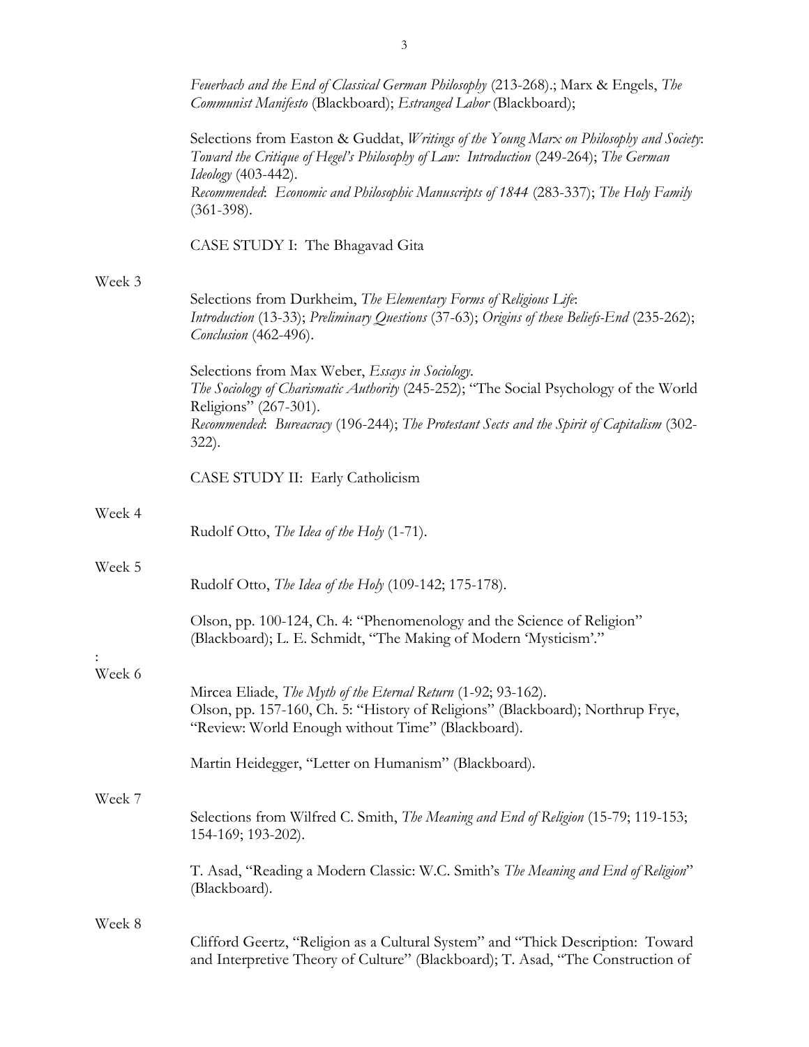*Feuerbach and the End of Classical German Philosophy* (213-268).; Marx & Engels, *The Communist Manifesto* (Blackboard); *Estranged Labor* (Blackboard);

Selections from Easton & Guddat, *Writings of the Young Marx on Philosophy and Society*: *Toward the Critique of Hegel's Philosophy of Law: Introduction* (249-264); *The German Ideology* (403-442).
*Recommended*: *Economic and Philosophic Manuscripts of 1844* (283-337); *The Holy Family* (361-398).

CASE STUDY I: The Bhagavad Gita

Week 3

Selections from Durkheim, *The Elementary Forms of Religious Life*:
*Introduction* (13-33); *Preliminary Questions* (37-63); *Origins of these Beliefs-End* (235-262); *Conclusion* (462-496).

Selections from Max Weber, *Essays in Sociology*.
*The Sociology of Charismatic Authority* (245-252); "The Social Psychology of the World Religions" (267-301).
*Recommended*: *Bureacracy* (196-244); *The Protestant Sects and the Spirit of Capitalism* (302-322).

CASE STUDY II: Early Catholicism

Week 4

Rudolf Otto, *The Idea of the Holy* (1-71).

Week 5

Rudolf Otto, *The Idea of the Holy* (109-142; 175-178).

Olson, pp. 100-124, Ch. 4: "Phenomenology and the Science of Religion" (Blackboard); L. E. Schmidt, "The Making of Modern 'Mysticism'."

:
Week 6

Mircea Eliade, *The Myth of the Eternal Return* (1-92; 93-162).
Olson, pp. 157-160, Ch. 5: "History of Religions" (Blackboard); Northrup Frye, "Review: World Enough without Time" (Blackboard).

Martin Heidegger, "Letter on Humanism" (Blackboard).

Week 7

Selections from Wilfred C. Smith, *The Meaning and End of Religion* (15-79; 119-153; 154-169; 193-202).

T. Asad, "Reading a Modern Classic: W.C. Smith's *The Meaning and End of Religion*" (Blackboard).

Week 8

Clifford Geertz, "Religion as a Cultural System" and "Thick Description: Toward and Interpretive Theory of Culture" (Blackboard); T. Asad, "The Construction of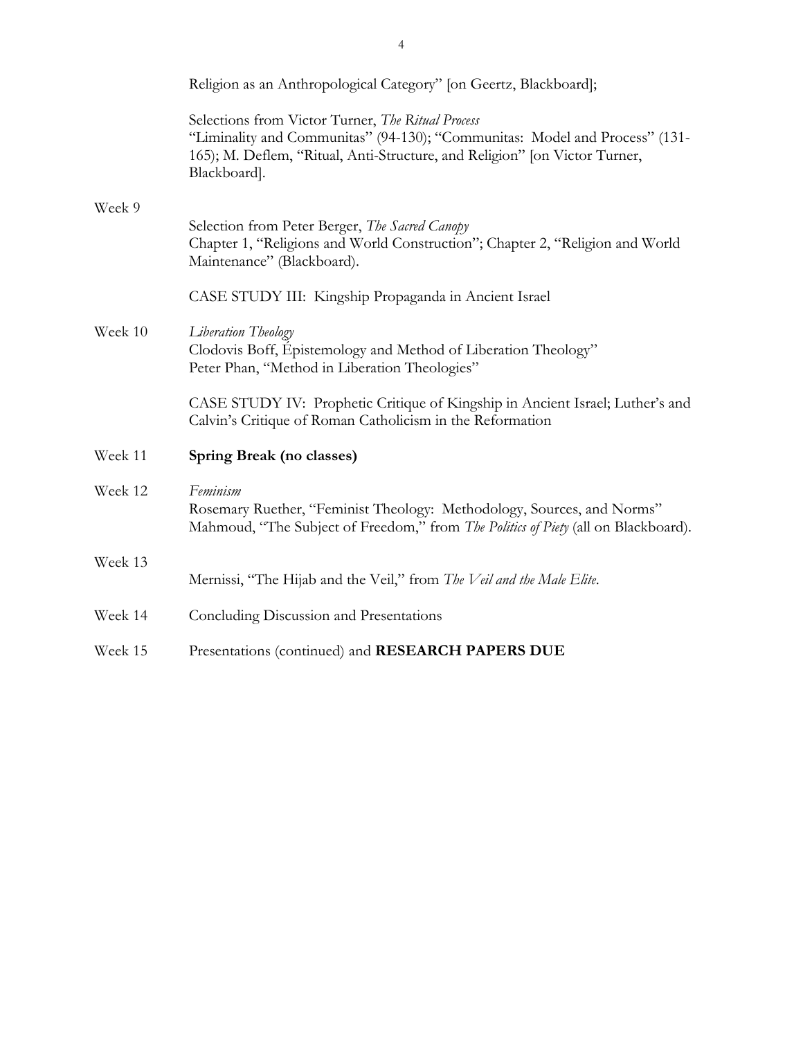Religion as an Anthropological Category" [on Geertz, Blackboard];

Selections from Victor Turner, *The Ritual Process*
"Liminality and Communitas" (94-130); "Communitas: Model and Process" (131-165); M. Deflem, "Ritual, Anti-Structure, and Religion" [on Victor Turner, Blackboard].

Week 9

Selection from Peter Berger, *The Sacred Canopy*
Chapter 1, "Religions and World Construction"; Chapter 2, "Religion and World Maintenance" (Blackboard).

CASE STUDY III: Kingship Propaganda in Ancient Israel

Week 10 *Liberation Theology*
Clodovis Boff, Ėpistemology and Method of Liberation Theology"
Peter Phan, "Method in Liberation Theologies"

CASE STUDY IV: Prophetic Critique of Kingship in Ancient Israel; Luther's and Calvin's Critique of Roman Catholicism in the Reformation

Week 11 **Spring Break (no classes)**

Week 12 *Feminism*
Rosemary Ruether, "Feminist Theology: Methodology, Sources, and Norms"
Mahmoud, "The Subject of Freedom," from *The Politics of Piety* (all on Blackboard).

Week 13

Mernissi, "The Hijab and the Veil," from *The Veil and the Male Elite*.

Week 14 Concluding Discussion and Presentations

Week 15 Presentations (continued) and **RESEARCH PAPERS DUE**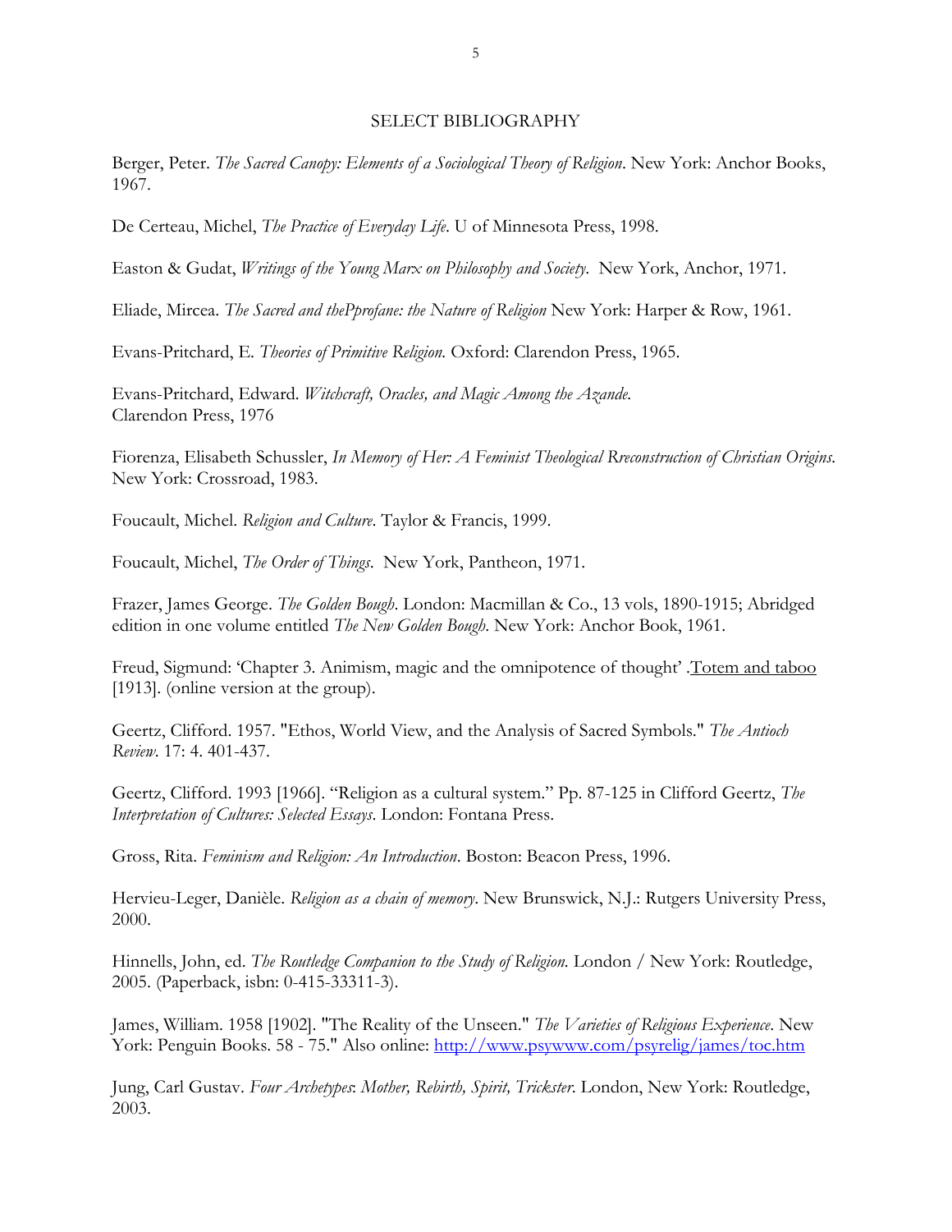## SELECT BIBLIOGRAPHY

Berger, Peter. *The Sacred Canopy: Elements of a Sociological Theory of Religion*. New York: Anchor Books, 1967.

De Certeau, Michel, *The Practice of Everyday Life*. U of Minnesota Press, 1998.

Easton & Gudat, *Writings of the Young Marx on Philosophy and Society*. New York, Anchor, 1971.

Eliade, Mircea. *The Sacred and thePprofane: the Nature of Religion* New York: Harper & Row, 1961.

Evans-Pritchard, E. *Theories of Primitive Religion*. Oxford: Clarendon Press, 1965.

Evans-Pritchard, Edward. *Witchcraft, Oracles, and Magic Among the Azande*. Clarendon Press, 1976

Fiorenza, Elisabeth Schussler, *In Memory of Her: A Feminist Theological Rreconstruction of Christian Origins*. New York: Crossroad, 1983.

Foucault, Michel. *Religion and Culture*. Taylor & Francis, 1999.

Foucault, Michel, *The Order of Things*. New York, Pantheon, 1971.

Frazer, James George. *The Golden Bough*. London: Macmillan & Co., 13 vols, 1890-1915; Abridged edition in one volume entitled *The New Golden Bough*. New York: Anchor Book, 1961.

Freud, Sigmund: 'Chapter 3. Animism, magic and the omnipotence of thought' .Totem and taboo [1913]. (online version at the group).

Geertz, Clifford. 1957. "Ethos, World View, and the Analysis of Sacred Symbols." *The Antioch Review*. 17: 4. 401-437.

Geertz, Clifford. 1993 [1966]. "Religion as a cultural system." Pp. 87-125 in Clifford Geertz, *The Interpretation of Cultures: Selected Essays*. London: Fontana Press.

Gross, Rita. *Feminism and Religion: An Introduction*. Boston: Beacon Press, 1996.

Hervieu-Leger, Danièle. *Religion as a chain of memory*. New Brunswick, N.J.: Rutgers University Press, 2000.

Hinnells, John, ed. *The Routledge Companion to the Study of Religion*. London / New York: Routledge, 2005. (Paperback, isbn: 0-415-33311-3).

James, William. 1958 [1902]. "The Reality of the Unseen." *The Varieties of Religious Experience*. New York: Penguin Books. 58 - 75." Also online: http://www.psywww.com/psyrelig/james/toc.htm

Jung, Carl Gustav. *Four Archetypes: Mother, Rebirth, Spirit, Trickster*. London, New York: Routledge, 2003.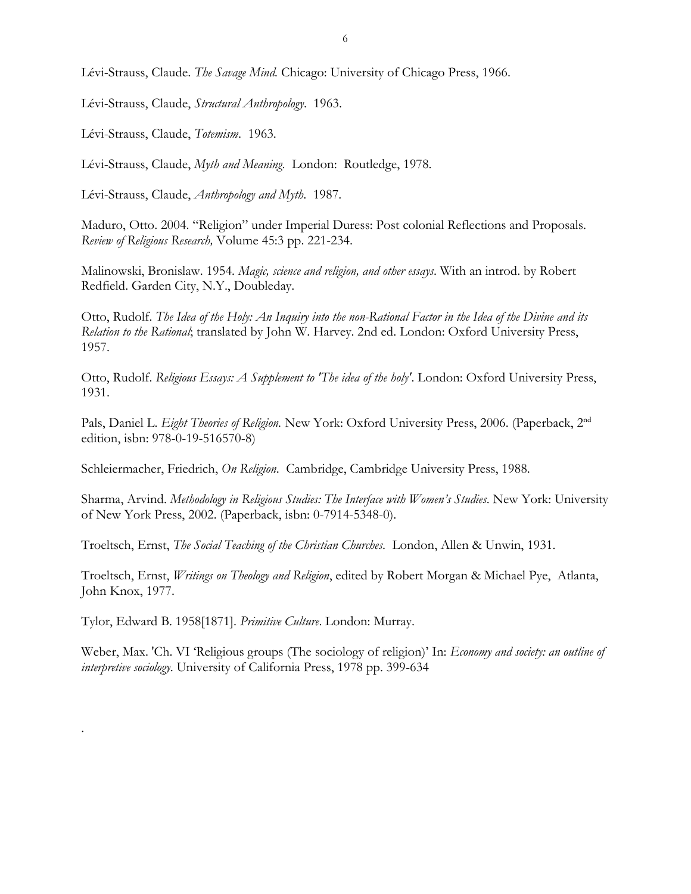Lévi-Strauss, Claude. *The Savage Mind.* Chicago: University of Chicago Press, 1966.

Lévi-Strauss, Claude, *Structural Anthropology*. 1963.

Lévi-Strauss, Claude, *Totemism*. 1963.

Lévi-Strauss, Claude, *Myth and Meaning.* London: Routledge, 1978.

Lévi-Strauss, Claude, *Anthropology and Myth*. 1987.

Maduro, Otto. 2004. "Religion" under Imperial Duress: Post colonial Reflections and Proposals. *Review of Religious Research,* Volume 45:3 pp. 221-234.

Malinowski, Bronislaw. 1954. *Magic, science and religion, and other essays*. With an introd. by Robert Redfield. Garden City, N.Y., Doubleday.

Otto, Rudolf. *The Idea of the Holy: An Inquiry into the non-Rational Factor in the Idea of the Divine and its Relation to the Rational*; translated by John W. Harvey. 2nd ed. London: Oxford University Press, 1957.

Otto, Rudolf. *Religious Essays: A Supplement to 'The idea of the holy'*. London: Oxford University Press, 1931.

Pals, Daniel L. *Eight Theories of Religion.* New York: Oxford University Press, 2006. (Paperback, 2nd edition, isbn: 978-0-19-516570-8)

Schleiermacher, Friedrich, *On Religion*. Cambridge, Cambridge University Press, 1988.

Sharma, Arvind. *Methodology in Religious Studies: The Interface with Women's Studies*. New York: University of New York Press, 2002. (Paperback, isbn: 0-7914-5348-0).

Troeltsch, Ernst, *The Social Teaching of the Christian Churches*. London, Allen & Unwin, 1931.

Troeltsch, Ernst, *Writings on Theology and Religion*, edited by Robert Morgan & Michael Pye, Atlanta, John Knox, 1977.

Tylor, Edward B. 1958[1871]. *Primitive Culture*. London: Murray.

Weber, Max. 'Ch. VI 'Religious groups (The sociology of religion)' In: *Economy and society: an outline of interpretive sociology*. University of California Press, 1978 pp. 399-634

.